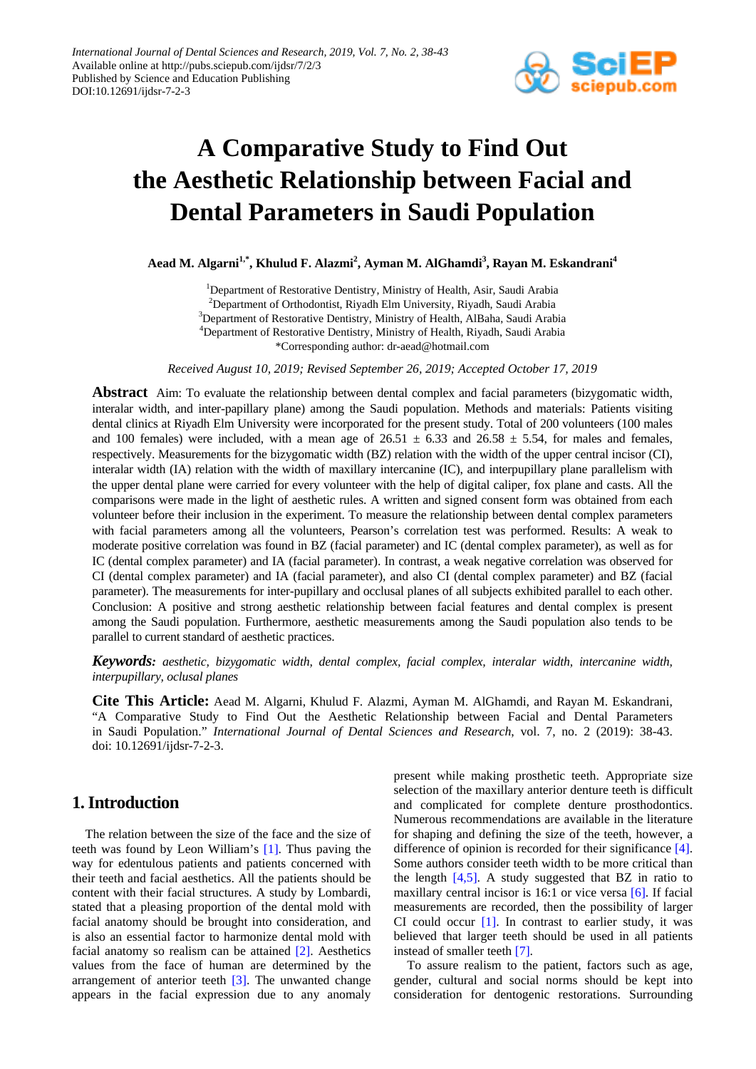# A Comparative Study to Find Out the Aesthetic Relationship between Facial and Dental Parameters in Saudi Population

**Aead M. Algarni[1,*], Khulud F. Alazmi[2], Ayman M. AlGhamdi[3], Rayan M. Eskandrani[4]**

[1]Department of Restorative Dentistry, Ministry of Health, Asir, Saudi Arabia
[2]Department of Orthodontist, Riyadh Elm University, Riyadh, Saudi Arabia
[3]Department of Restorative Dentistry, Ministry of Health, AlBaha, Saudi Arabia
[4]Department of Restorative Dentistry, Ministry of Health, Riyadh, Saudi Arabia
*Corresponding author: dr-aead@hotmail.com

*Received August 10, 2019; Revised September 26, 2019; Accepted October 17, 2019*

**Abstract** Aim: To evaluate the relationship between dental complex and facial parameters (bizygomatic width, interalar width, and inter-papillary plane) among the Saudi population. Methods and materials: Patients visiting dental clinics at Riyadh Elm University were incorporated for the present study. Total of 200 volunteers (100 males and 100 females) were included, with a mean age of 26.51 ± 6.33 and 26.58 ± 5.54, for males and females, respectively. Measurements for the bizygomatic width (BZ) relation with the width of the upper central incisor (CI), interalar width (IA) relation with the width of maxillary intercanine (IC), and interpupillary plane parallelism with the upper dental plane were carried for every volunteer with the help of digital caliper, fox plane and casts. All the comparisons were made in the light of aesthetic rules. A written and signed consent form was obtained from each volunteer before their inclusion in the experiment. To measure the relationship between dental complex parameters with facial parameters among all the volunteers, Pearson's correlation test was performed. Results: A weak to moderate positive correlation was found in BZ (facial parameter) and IC (dental complex parameter), as well as for IC (dental complex parameter) and IA (facial parameter). In contrast, a weak negative correlation was observed for CI (dental complex parameter) and IA (facial parameter), and also CI (dental complex parameter) and BZ (facial parameter). The measurements for inter-pupillary and occlusal planes of all subjects exhibited parallel to each other. Conclusion: A positive and strong aesthetic relationship between facial features and dental complex is present among the Saudi population. Furthermore, aesthetic measurements among the Saudi population also tends to be parallel to current standard of aesthetic practices.

***Keywords:*** *aesthetic, bizygomatic width, dental complex, facial complex, interalar width, intercanine width, interpupillary, oclusal planes*

**Cite This Article:** Aead M. Algarni, Khulud F. Alazmi, Ayman M. AlGhamdi, and Rayan M. Eskandrani, "A Comparative Study to Find Out the Aesthetic Relationship between Facial and Dental Parameters in Saudi Population." *International Journal of Dental Sciences and Research*, vol. 7, no. 2 (2019): 38-43. doi: 10.12691/ijdsr-7-2-3.

## 1. Introduction

The relation between the size of the face and the size of teeth was found by Leon William's [1]. Thus paving the way for edentulous patients and patients concerned with their teeth and facial aesthetics. All the patients should be content with their facial structures. A study by Lombardi, stated that a pleasing proportion of the dental mold with facial anatomy should be brought into consideration, and is also an essential factor to harmonize dental mold with facial anatomy so realism can be attained [2]. Aesthetics values from the face of human are determined by the arrangement of anterior teeth [3]. The unwanted change appears in the facial expression due to any anomaly present while making prosthetic teeth. Appropriate size selection of the maxillary anterior denture teeth is difficult and complicated for complete denture prosthodontics. Numerous recommendations are available in the literature for shaping and defining the size of the teeth, however, a difference of opinion is recorded for their significance [4]. Some authors consider teeth width to be more critical than the length [4,5]. A study suggested that BZ in ratio to maxillary central incisor is 16:1 or vice versa [6]. If facial measurements are recorded, then the possibility of larger CI could occur [1]. In contrast to earlier study, it was believed that larger teeth should be used in all patients instead of smaller teeth [7].

To assure realism to the patient, factors such as age, gender, cultural and social norms should be kept into consideration for dentogenic restorations. Surrounding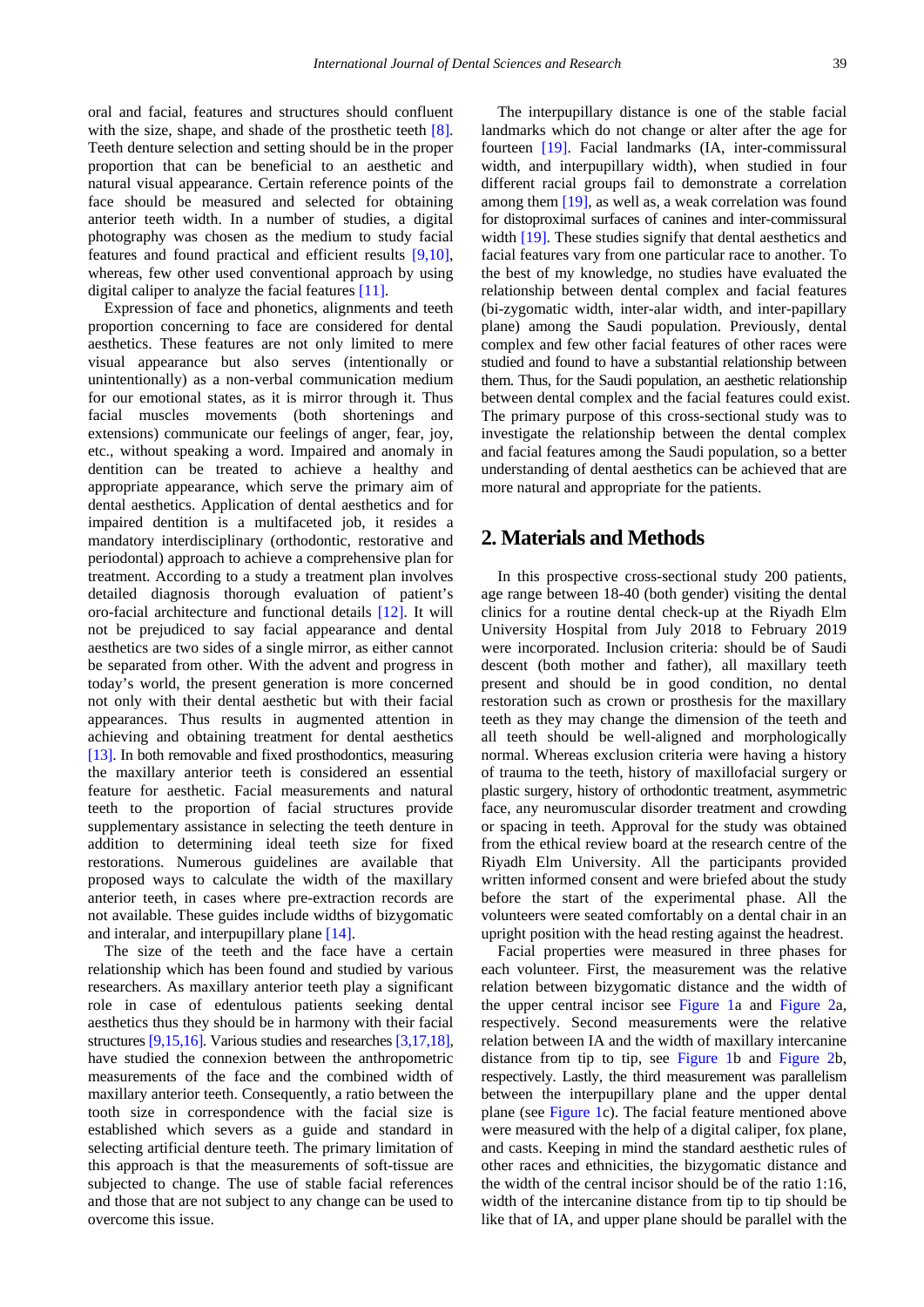oral and facial, features and structures should confluent with the size, shape, and shade of the prosthetic teeth [8]. Teeth denture selection and setting should be in the proper proportion that can be beneficial to an aesthetic and natural visual appearance. Certain reference points of the face should be measured and selected for obtaining anterior teeth width. In a number of studies, a digital photography was chosen as the medium to study facial features and found practical and efficient results [9,10], whereas, few other used conventional approach by using digital caliper to analyze the facial features [11].

Expression of face and phonetics, alignments and teeth proportion concerning to face are considered for dental aesthetics. These features are not only limited to mere visual appearance but also serves (intentionally or unintentionally) as a non-verbal communication medium for our emotional states, as it is mirror through it. Thus facial muscles movements (both shortenings and extensions) communicate our feelings of anger, fear, joy, etc., without speaking a word. Impaired and anomaly in dentition can be treated to achieve a healthy and appropriate appearance, which serve the primary aim of dental aesthetics. Application of dental aesthetics and for impaired dentition is a multifaceted job, it resides a mandatory interdisciplinary (orthodontic, restorative and periodontal) approach to achieve a comprehensive plan for treatment. According to a study a treatment plan involves detailed diagnosis thorough evaluation of patient's oro-facial architecture and functional details [12]. It will not be prejudiced to say facial appearance and dental aesthetics are two sides of a single mirror, as either cannot be separated from other. With the advent and progress in today's world, the present generation is more concerned not only with their dental aesthetic but with their facial appearances. Thus results in augmented attention in achieving and obtaining treatment for dental aesthetics [13]. In both removable and fixed prosthodontics, measuring the maxillary anterior teeth is considered an essential feature for aesthetic. Facial measurements and natural teeth to the proportion of facial structures provide supplementary assistance in selecting the teeth denture in addition to determining ideal teeth size for fixed restorations. Numerous guidelines are available that proposed ways to calculate the width of the maxillary anterior teeth, in cases where pre-extraction records are not available. These guides include widths of bizygomatic and interalar, and interpupillary plane [14].

The size of the teeth and the face have a certain relationship which has been found and studied by various researchers. As maxillary anterior teeth play a significant role in case of edentulous patients seeking dental aesthetics thus they should be in harmony with their facial structures [9,15,16]. Various studies and researches [3,17,18], have studied the connexion between the anthropometric measurements of the face and the combined width of maxillary anterior teeth. Consequently, a ratio between the tooth size in correspondence with the facial size is established which severs as a guide and standard in selecting artificial denture teeth. The primary limitation of this approach is that the measurements of soft-tissue are subjected to change. The use of stable facial references and those that are not subject to any change can be used to overcome this issue.

The interpupillary distance is one of the stable facial landmarks which do not change or alter after the age for fourteen [19]. Facial landmarks (IA, inter-commissural width, and interpupillary width), when studied in four different racial groups fail to demonstrate a correlation among them [19], as well as, a weak correlation was found for distoproximal surfaces of canines and inter-commissural width [19]. These studies signify that dental aesthetics and facial features vary from one particular race to another. To the best of my knowledge, no studies have evaluated the relationship between dental complex and facial features (bi-zygomatic width, inter-alar width, and inter-papillary plane) among the Saudi population. Previously, dental complex and few other facial features of other races were studied and found to have a substantial relationship between them. Thus, for the Saudi population, an aesthetic relationship between dental complex and the facial features could exist. The primary purpose of this cross-sectional study was to investigate the relationship between the dental complex and facial features among the Saudi population, so a better understanding of dental aesthetics can be achieved that are more natural and appropriate for the patients.

## 2. Materials and Methods

In this prospective cross-sectional study 200 patients, age range between 18-40 (both gender) visiting the dental clinics for a routine dental check-up at the Riyadh Elm University Hospital from July 2018 to February 2019 were incorporated. Inclusion criteria: should be of Saudi descent (both mother and father), all maxillary teeth present and should be in good condition, no dental restoration such as crown or prosthesis for the maxillary teeth as they may change the dimension of the teeth and all teeth should be well-aligned and morphologically normal. Whereas exclusion criteria were having a history of trauma to the teeth, history of maxillofacial surgery or plastic surgery, history of orthodontic treatment, asymmetric face, any neuromuscular disorder treatment and crowding or spacing in teeth. Approval for the study was obtained from the ethical review board at the research centre of the Riyadh Elm University. All the participants provided written informed consent and were briefed about the study before the start of the experimental phase. All the volunteers were seated comfortably on a dental chair in an upright position with the head resting against the headrest.

Facial properties were measured in three phases for each volunteer. First, the measurement was the relative relation between bizygomatic distance and the width of the upper central incisor see Figure 1a and Figure 2a, respectively. Second measurements were the relative relation between IA and the width of maxillary intercanine distance from tip to tip, see Figure 1b and Figure 2b, respectively. Lastly, the third measurement was parallelism between the interpupillary plane and the upper dental plane (see Figure 1c). The facial feature mentioned above were measured with the help of a digital caliper, fox plane, and casts. Keeping in mind the standard aesthetic rules of other races and ethnicities, the bizygomatic distance and the width of the central incisor should be of the ratio 1:16, width of the intercanine distance from tip to tip should be like that of IA, and upper plane should be parallel with the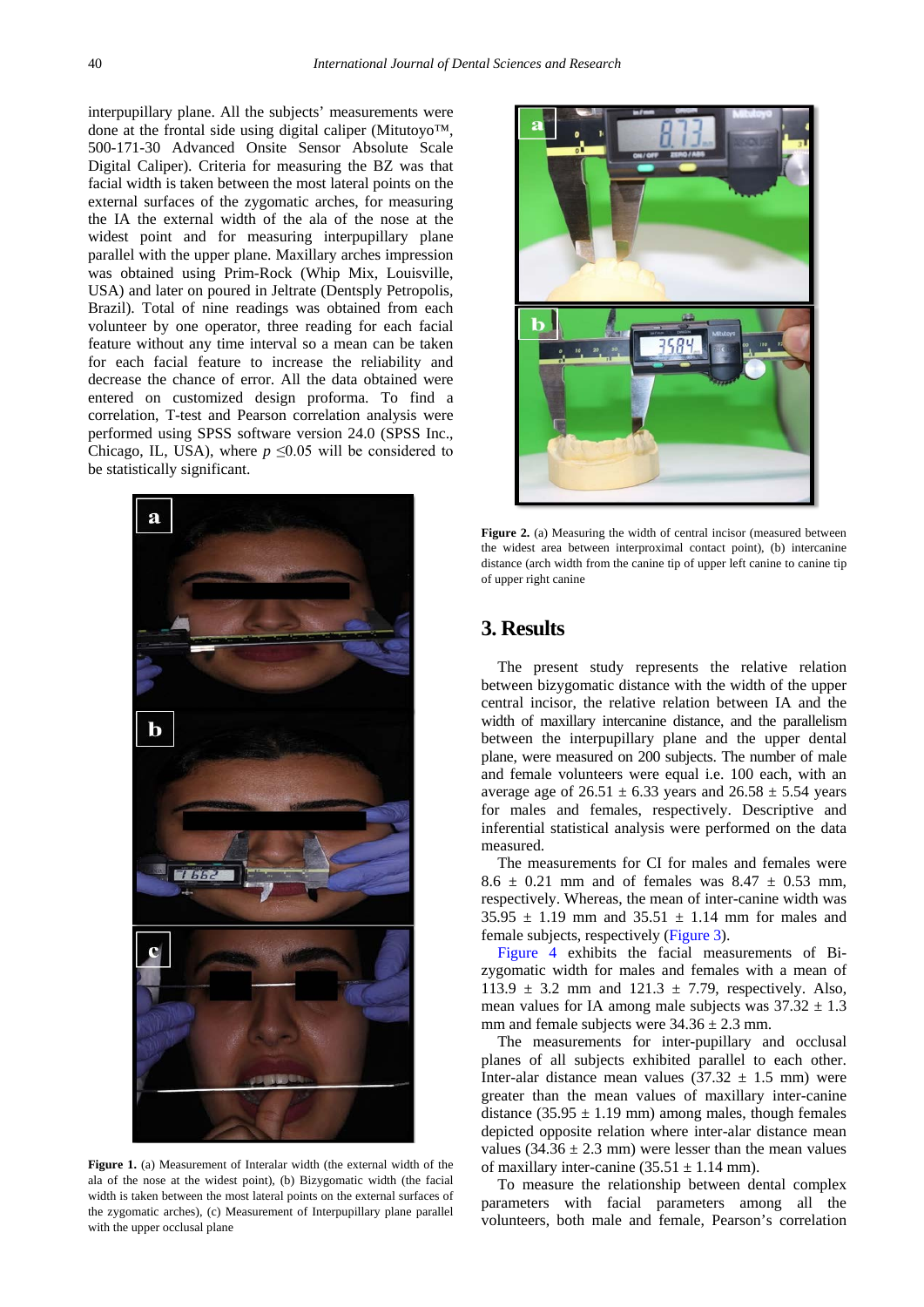interpupillary plane. All the subjects' measurements were done at the frontal side using digital caliper (Mitutoyo™, 500-171-30 Advanced Onsite Sensor Absolute Scale Digital Caliper). Criteria for measuring the BZ was that facial width is taken between the most lateral points on the external surfaces of the zygomatic arches, for measuring the IA the external width of the ala of the nose at the widest point and for measuring interpupillary plane parallel with the upper plane. Maxillary arches impression was obtained using Prim-Rock (Whip Mix, Louisville, USA) and later on poured in Jeltrate (Dentsply Petropolis, Brazil). Total of nine readings was obtained from each volunteer by one operator, three reading for each facial feature without any time interval so a mean can be taken for each facial feature to increase the reliability and decrease the chance of error. All the data obtained were entered on customized design proforma. To find a correlation, T-test and Pearson correlation analysis were performed using SPSS software version 24.0 (SPSS Inc., Chicago, IL, USA), where $p \leq 0.05$ will be considered to be statistically significant.

**Figure 1.** (a) Measurement of Interalar width (the external width of the ala of the nose at the widest point), (b) Bizygomatic width (the facial width is taken between the most lateral points on the external surfaces of the zygomatic arches), (c) Measurement of Interpupillary plane parallel with the upper occlusal plane

**Figure 2.** (a) Measuring the width of central incisor (measured between the widest area between interproximal contact point), (b) intercanine distance (arch width from the canine tip of upper left canine to canine tip of upper right canine

## 3. Results

The present study represents the relative relation between bizygomatic distance with the width of the upper central incisor, the relative relation between IA and the width of maxillary intercanine distance, and the parallelism between the interpupillary plane and the upper dental plane, were measured on 200 subjects. The number of male and female volunteers were equal i.e. 100 each, with an average age of 26.51 ± 6.33 years and 26.58 ± 5.54 years for males and females, respectively. Descriptive and inferential statistical analysis were performed on the data measured.

The measurements for CI for males and females were 8.6 ± 0.21 mm and of females was 8.47 ± 0.53 mm, respectively. Whereas, the mean of inter-canine width was 35.95 ± 1.19 mm and 35.51 ± 1.14 mm for males and female subjects, respectively (Figure 3).

Figure 4 exhibits the facial measurements of Bi-zygomatic width for males and females with a mean of 113.9 ± 3.2 mm and 121.3 ± 7.79, respectively. Also, mean values for IA among male subjects was 37.32 ± 1.3 mm and female subjects were 34.36 ± 2.3 mm.

The measurements for inter-pupillary and occlusal planes of all subjects exhibited parallel to each other. Inter-alar distance mean values (37.32 ± 1.5 mm) were greater than the mean values of maxillary inter-canine distance (35.95 ± 1.19 mm) among males, though females depicted opposite relation where inter-alar distance mean values (34.36 ± 2.3 mm) were lesser than the mean values of maxillary inter-canine (35.51 ± 1.14 mm).

To measure the relationship between dental complex parameters with facial parameters among all the volunteers, both male and female, Pearson's correlation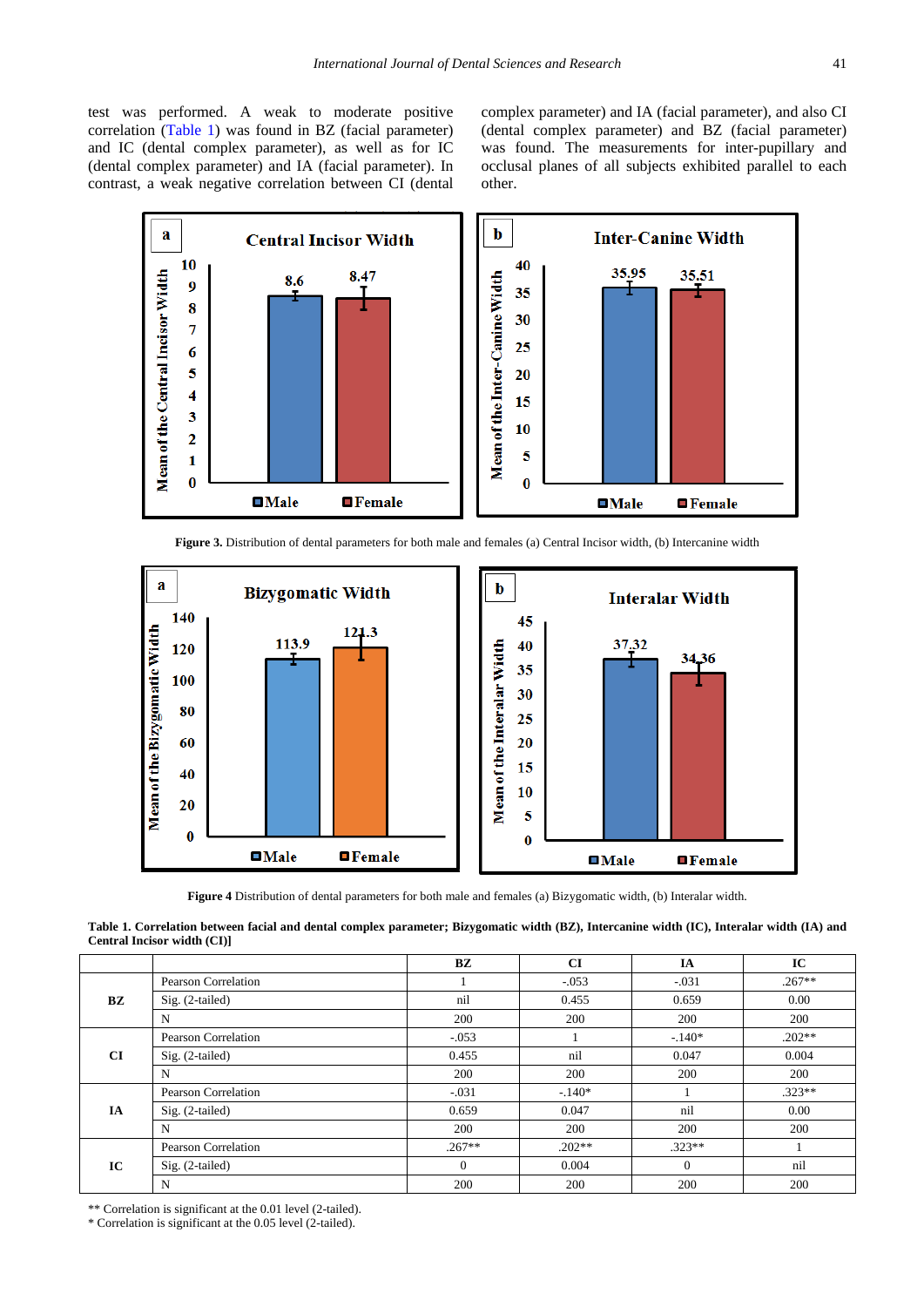test was performed. A weak to moderate positive correlation (Table 1) was found in BZ (facial parameter) and IC (dental complex parameter), as well as for IC (dental complex parameter) and IA (facial parameter). In contrast, a weak negative correlation between CI (dental complex parameter) and IA (facial parameter), and also CI (dental complex parameter) and BZ (facial parameter) was found. The measurements for inter-pupillary and occlusal planes of all subjects exhibited parallel to each other.

**Figure 3.** Distribution of dental parameters for both male and females (a) Central Incisor width, (b) Intercanine width

**Figure 4** Distribution of dental parameters for both male and females (a) Bizygomatic width, (b) Interalar width.

**Table 1. Correlation between facial and dental complex parameter; Bizygomatic width (BZ), Intercanine width (IC), Interalar width (IA) and Central Incisor width (CI)]**

| | | BZ | CI | IA | IC |
|---|---|---|---|---|---|
| **BZ** | Pearson Correlation | 1 | -.053 | -.031 | .267** |
| | Sig. (2-tailed) | nil | 0.455 | 0.659 | 0.00 |
| | N | 200 | 200 | 200 | 200 |
| **CI** | Pearson Correlation | -.053 | 1 | -.140* | .202** |
| | Sig. (2-tailed) | 0.455 | nil | 0.047 | 0.004 |
| | N | 200 | 200 | 200 | 200 |
| **IA** | Pearson Correlation | -.031 | -.140* | 1 | .323** |
| | Sig. (2-tailed) | 0.659 | 0.047 | nil | 0.00 |
| | N | 200 | 200 | 200 | 200 |
| **IC** | Pearson Correlation | .267** | .202** | .323** | 1 |
| | Sig. (2-tailed) | 0 | 0.004 | 0 | nil |
| | N | 200 | 200 | 200 | 200 |

** Correlation is significant at the 0.01 level (2-tailed).
* Correlation is significant at the 0.05 level (2-tailed).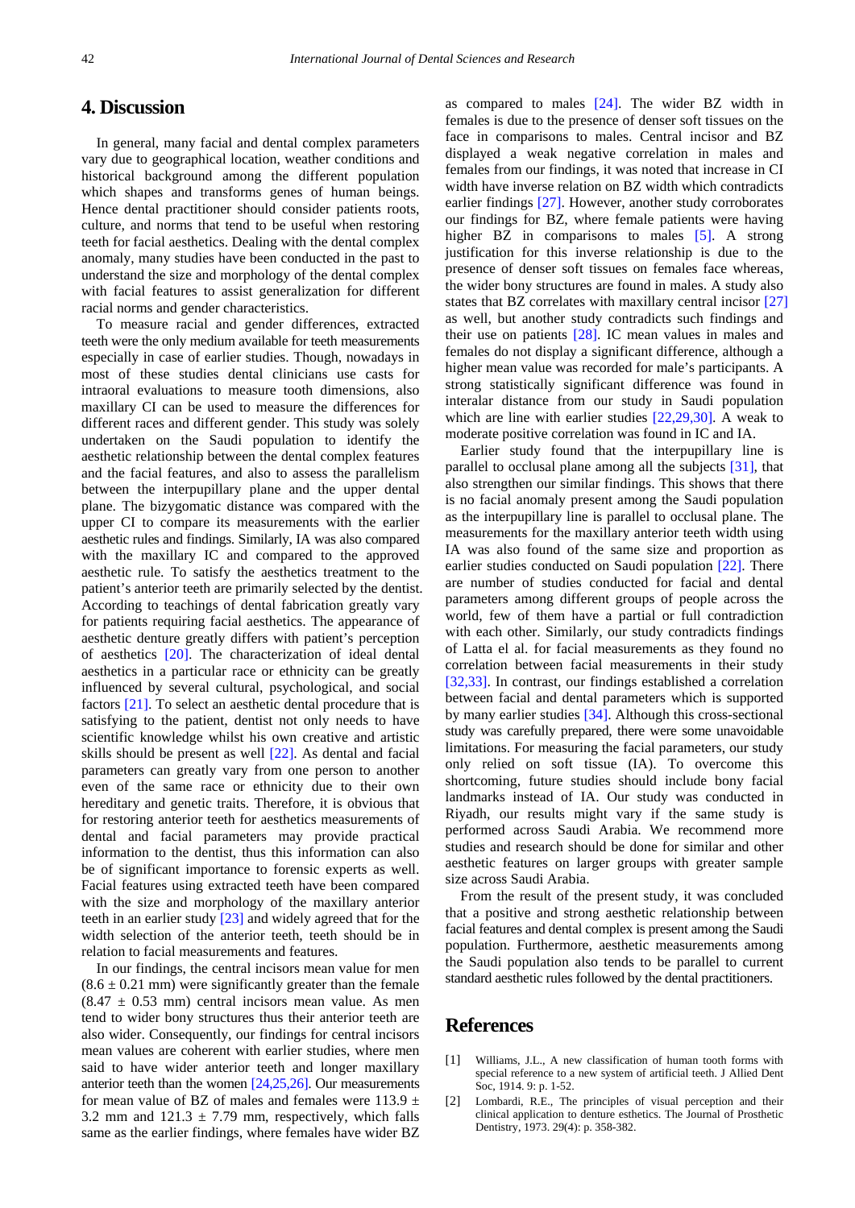## 4. Discussion

In general, many facial and dental complex parameters vary due to geographical location, weather conditions and historical background among the different population which shapes and transforms genes of human beings. Hence dental practitioner should consider patients roots, culture, and norms that tend to be useful when restoring teeth for facial aesthetics. Dealing with the dental complex anomaly, many studies have been conducted in the past to understand the size and morphology of the dental complex with facial features to assist generalization for different racial norms and gender characteristics.

To measure racial and gender differences, extracted teeth were the only medium available for teeth measurements especially in case of earlier studies. Though, nowadays in most of these studies dental clinicians use casts for intraoral evaluations to measure tooth dimensions, also maxillary CI can be used to measure the differences for different races and different gender. This study was solely undertaken on the Saudi population to identify the aesthetic relationship between the dental complex features and the facial features, and also to assess the parallelism between the interpupillary plane and the upper dental plane. The bizygomatic distance was compared with the upper CI to compare its measurements with the earlier aesthetic rules and findings. Similarly, IA was also compared with the maxillary IC and compared to the approved aesthetic rule. To satisfy the aesthetics treatment to the patient's anterior teeth are primarily selected by the dentist. According to teachings of dental fabrication greatly vary for patients requiring facial aesthetics. The appearance of aesthetic denture greatly differs with patient's perception of aesthetics [20]. The characterization of ideal dental aesthetics in a particular race or ethnicity can be greatly influenced by several cultural, psychological, and social factors [21]. To select an aesthetic dental procedure that is satisfying to the patient, dentist not only needs to have scientific knowledge whilst his own creative and artistic skills should be present as well [22]. As dental and facial parameters can greatly vary from one person to another even of the same race or ethnicity due to their own hereditary and genetic traits. Therefore, it is obvious that for restoring anterior teeth for aesthetics measurements of dental and facial parameters may provide practical information to the dentist, thus this information can also be of significant importance to forensic experts as well. Facial features using extracted teeth have been compared with the size and morphology of the maxillary anterior teeth in an earlier study [23] and widely agreed that for the width selection of the anterior teeth, teeth should be in relation to facial measurements and features.

In our findings, the central incisors mean value for men ($8.6 \pm 0.21$ mm) were significantly greater than the female ($8.47 \pm 0.53$ mm) central incisors mean value. As men tend to wider bony structures thus their anterior teeth are also wider. Consequently, our findings for central incisors mean values are coherent with earlier studies, where men said to have wider anterior teeth and longer maxillary anterior teeth than the women [24,25,26]. Our measurements for mean value of BZ of males and females were $113.9 \pm 3.2$ mm and $121.3 \pm 7.79$ mm, respectively, which falls same as the earlier findings, where females have wider BZ as compared to males [24]. The wider BZ width in females is due to the presence of denser soft tissues on the face in comparisons to males. Central incisor and BZ displayed a weak negative correlation in males and females from our findings, it was noted that increase in CI width have inverse relation on BZ width which contradicts earlier findings [27]. However, another study corroborates our findings for BZ, where female patients were having higher BZ in comparisons to males [5]. A strong justification for this inverse relationship is due to the presence of denser soft tissues on females face whereas, the wider bony structures are found in males. A study also states that BZ correlates with maxillary central incisor [27] as well, but another study contradicts such findings and their use on patients [28]. IC mean values in males and females do not display a significant difference, although a higher mean value was recorded for male's participants. A strong statistically significant difference was found in interalar distance from our study in Saudi population which are line with earlier studies [22,29,30]. A weak to moderate positive correlation was found in IC and IA.

Earlier study found that the interpupillary line is parallel to occlusal plane among all the subjects [31], that also strengthen our similar findings. This shows that there is no facial anomaly present among the Saudi population as the interpupillary line is parallel to occlusal plane. The measurements for the maxillary anterior teeth width using IA was also found of the same size and proportion as earlier studies conducted on Saudi population [22]. There are number of studies conducted for facial and dental parameters among different groups of people across the world, few of them have a partial or full contradiction with each other. Similarly, our study contradicts findings of Latta el al. for facial measurements as they found no correlation between facial measurements in their study [32,33]. In contrast, our findings established a correlation between facial and dental parameters which is supported by many earlier studies [34]. Although this cross-sectional study was carefully prepared, there were some unavoidable limitations. For measuring the facial parameters, our study only relied on soft tissue (IA). To overcome this shortcoming, future studies should include bony facial landmarks instead of IA. Our study was conducted in Riyadh, our results might vary if the same study is performed across Saudi Arabia. We recommend more studies and research should be done for similar and other aesthetic features on larger groups with greater sample size across Saudi Arabia.

From the result of the present study, it was concluded that a positive and strong aesthetic relationship between facial features and dental complex is present among the Saudi population. Furthermore, aesthetic measurements among the Saudi population also tends to be parallel to current standard aesthetic rules followed by the dental practitioners.

## References

[1] Williams, J.L., A new classification of human tooth forms with special reference to a new system of artificial teeth. J Allied Dent Soc, 1914. 9: p. 1-52.

[2] Lombardi, R.E., The principles of visual perception and their clinical application to denture esthetics. The Journal of Prosthetic Dentistry, 1973. 29(4): p. 358-382.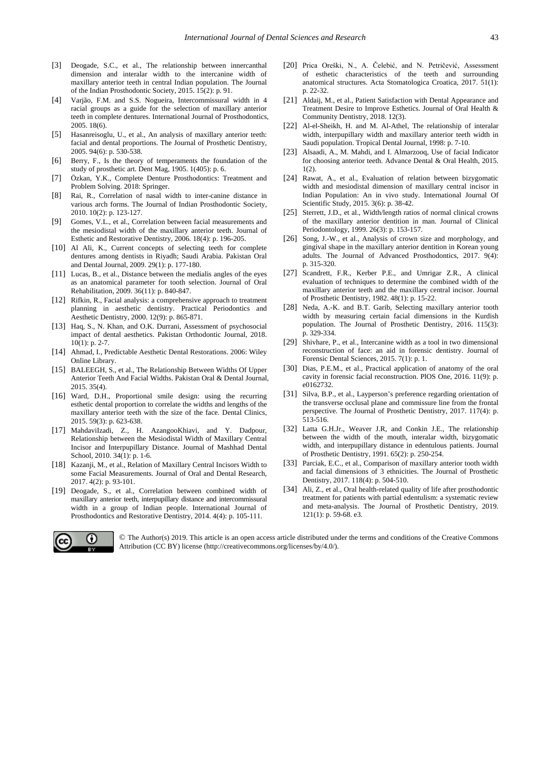[3] Deogade, S.C., et al., The relationship between innercanthal dimension and interalar width to the intercanine width of maxillary anterior teeth in central Indian population. The Journal of the Indian Prosthodontic Society, 2015. 15(2): p. 91.

[4] Varjão, F.M. and S.S. Nogueira, Intercommissural width in 4 racial groups as a guide for the selection of maxillary anterior teeth in complete dentures. International Journal of Prosthodontics, 2005. 18(6).

[5] Hasanreisoglu, U., et al., An analysis of maxillary anterior teeth: facial and dental proportions. The Journal of Prosthetic Dentistry, 2005. 94(6): p. 530-538.

[6] Berry, F., Is the theory of temperaments the foundation of the study of prosthetic art. Dent Mag, 1905. 1(405): p. 6.

[7] Özkan, Y.K., Complete Denture Prosthodontics: Treatment and Problem Solving. 2018: Springer.

[8] Rai, R., Correlation of nasal width to inter-canine distance in various arch forms. The Journal of Indian Prosthodontic Society, 2010. 10(2): p. 123-127.

[9] Gomes, V.L., et al., Correlation between facial measurements and the mesiodistal width of the maxillary anterior teeth. Journal of Esthetic and Restorative Dentistry, 2006. 18(4): p. 196-205.

[10] Al Ali, K., Current concepts of selecting teeth for complete dentures among dentists in Riyadh; Saudi Arabia. Pakistan Oral and Dental Journal, 2009. 29(1): p. 177-180.

[11] Lucas, B., et al., Distance between the medialis angles of the eyes as an anatomical parameter for tooth selection. Journal of Oral Rehabilitation, 2009. 36(11): p. 840-847.

[12] Rifkin, R., Facial analysis: a comprehensive approach to treatment planning in aesthetic dentistry. Practical Periodontics and Aesthetic Dentistry, 2000. 12(9): p. 865-871.

[13] Haq, S., N. Khan, and O.K. Durrani, Assessment of psychosocial impact of dental aesthetics. Pakistan Orthodontic Journal, 2018. 10(1): p. 2-7.

[14] Ahmad, I., Predictable Aesthetic Dental Restorations. 2006: Wiley Online Library.

[15] BALEEGH, S., et al., The Relationship Between Widths Of Upper Anterior Teeth And Facial Widths. Pakistan Oral & Dental Journal, 2015. 35(4).

[16] Ward, D.H., Proportional smile design: using the recurring esthetic dental proportion to correlate the widths and lengths of the maxillary anterior teeth with the size of the face. Dental Clinics, 2015. 59(3): p. 623-638.

[17] MahdaviIzadi, Z., H. AzangooKhiavi, and Y. Dadpour, Relationship between the Mesiodistal Width of Maxillary Central Incisor and Interpupillary Distance. Journal of Mashhad Dental School, 2010. 34(1): p. 1-6.

[18] Kazanji, M., et al., Relation of Maxillary Central Incisors Width to some Facial Measurements. Journal of Oral and Dental Research, 2017. 4(2): p. 93-101.

[19] Deogade, S., et al., Correlation between combined width of maxillary anterior teeth, interpupillary distance and intercommissural width in a group of Indian people. International Journal of Prosthodontics and Restorative Dentistry, 2014. 4(4): p. 105-111.

[20] Prica Oreški, N., A. Čelebić, and N. Petričević, Assessment of esthetic characteristics of the teeth and surrounding anatomical structures. Acta Stomatologica Croatica, 2017. 51(1): p. 22-32.

[21] Aldaij, M., et al., Patient Satisfaction with Dental Appearance and Treatment Desire to Improve Esthetics. Journal of Oral Health & Community Dentistry, 2018. 12(3).

[22] Al-el-Sheikh, H. and M. Al-Athel, The relationship of interalar width, interpupillary width and maxillary anterior teeth width in Saudi population. Tropical Dental Journal, 1998: p. 7-10.

[23] Alsaadi, A., M. Mahdi, and I. Almarzooq, Use of facial Indicator for choosing anterior teeth. Advance Dental & Oral Health, 2015. 1(2).

[24] Rawat, A., et al., Evaluation of relation between bizygomatic width and mesiodistal dimension of maxillary central incisor in Indian Population: An in vivo study. International Journal Of Scientific Study, 2015. 3(6): p. 38-42.

[25] Sterrett, J.D., et al., Width/length ratios of normal clinical crowns of the maxillary anterior dentition in man. Journal of Clinical Periodontology, 1999. 26(3): p. 153-157.

[26] Song, J.-W., et al., Analysis of crown size and morphology, and gingival shape in the maxillary anterior dentition in Korean young adults. The Journal of Advanced Prosthodontics, 2017. 9(4): p. 315-320.

[27] Scandrett, F.R., Kerber P.E., and Umrigar Z.R., A clinical evaluation of techniques to determine the combined width of the maxillary anterior teeth and the maxillary central incisor. Journal of Prosthetic Dentistry, 1982. 48(1): p. 15-22.

[28] Neda, A.-K. and B.T. Garib, Selecting maxillary anterior tooth width by measuring certain facial dimensions in the Kurdish population. The Journal of Prosthetic Dentistry, 2016. 115(3): p. 329-334.

[29] Shivhare, P., et al., Intercanine width as a tool in two dimensional reconstruction of face: an aid in forensic dentistry. Journal of Forensic Dental Sciences, 2015. 7(1): p. 1.

[30] Dias, P.E.M., et al., Practical application of anatomy of the oral cavity in forensic facial reconstruction. PlOS One, 2016. 11(9): p. e0162732.

[31] Silva, B.P., et al., Layperson's preference regarding orientation of the transverse occlusal plane and commissure line from the frontal perspective. The Journal of Prosthetic Dentistry, 2017. 117(4): p. 513-516.

[32] Latta G.H.Jr., Weaver J.R, and Conkin J.E., The relationship between the width of the mouth, interalar width, bizygomatic width, and interpupillary distance in edentulous patients. Journal of Prosthetic Dentistry, 1991. 65(2): p. 250-254.

[33] Parciak, E.C., et al., Comparison of maxillary anterior tooth width and facial dimensions of 3 ethnicities. The Journal of Prosthetic Dentistry, 2017. 118(4): p. 504-510.

[34] Ali, Z., et al., Oral health-related quality of life after prosthodontic treatment for patients with partial edentulism: a systematic review and meta-analysis. The Journal of Prosthetic Dentistry, 2019. 121(1): p. 59-68. e3.

© The Author(s) 2019. This article is an open access article distributed under the terms and conditions of the Creative Commons Attribution (CC BY) license (http://creativecommons.org/licenses/by/4.0/).